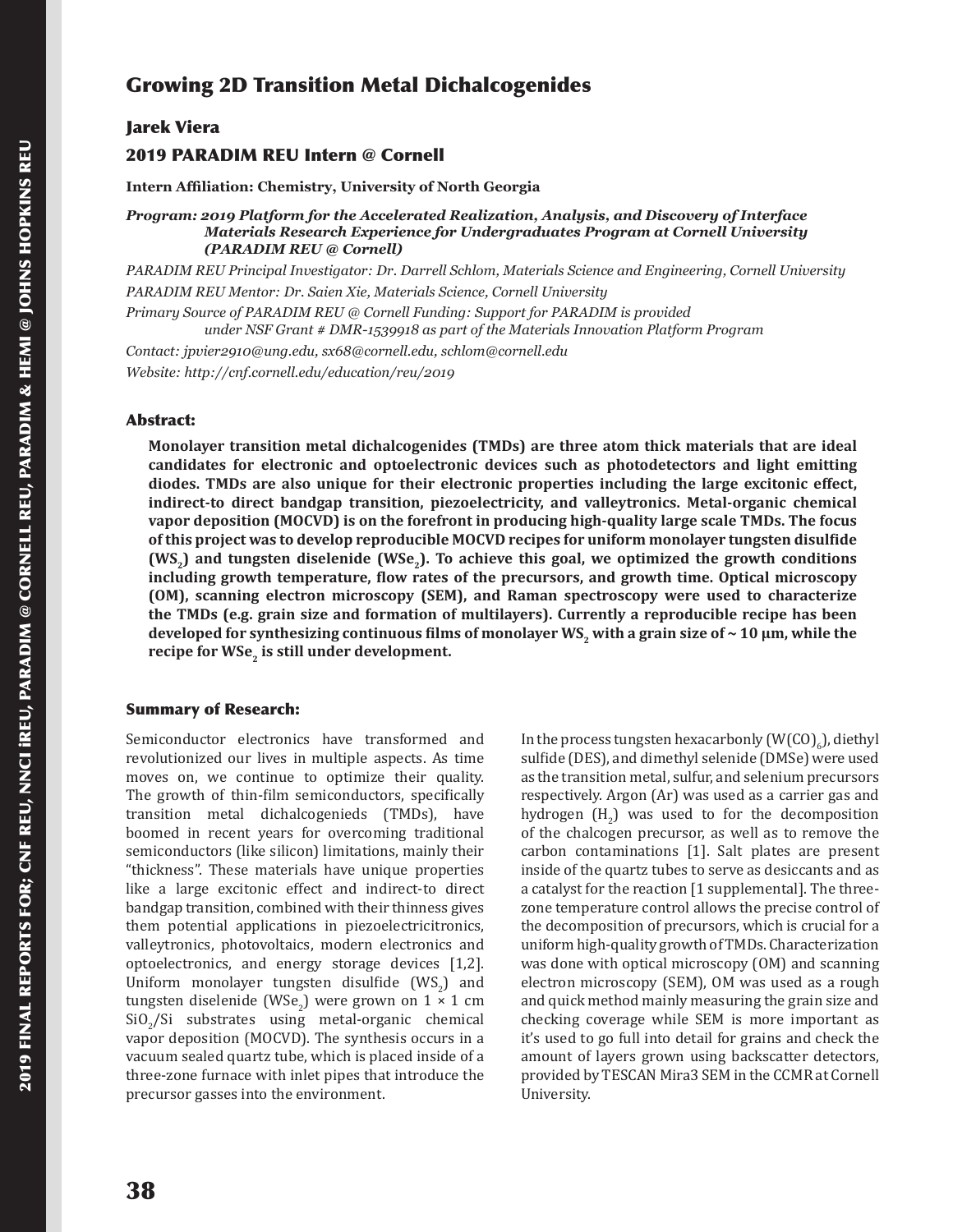# Growing 2D Transition Metal Dichalcogenides

## Jarek Viera

## 2019 PARADIM REU Intern @ Cornell

**Intern Affiliation: Chemistry, University of North Georgia**

***Program: 2019 Platform for the Accelerated Realization, Analysis, and Discovery of Interface Materials Research Experience for Undergraduates Program at Cornell University (PARADIM REU @ Cornell)***

*PARADIM REU Principal Investigator: Dr. Darrell Schlom, Materials Science and Engineering, Cornell University*

*PARADIM REU Mentor: Dr. Saien Xie, Materials Science, Cornell University*

*Primary Source of PARADIM REU @ Cornell Funding: Support for PARADIM is provided under NSF Grant # DMR-1539918 as part of the Materials Innovation Platform Program*

*Contact: jpvier2910@ung.edu, sx68@cornell.edu, schlom@cornell.edu*

*Website: http://cnf.cornell.edu/education/reu/2019*

### Abstract:

**Monolayer transition metal dichalcogenides (TMDs) are three atom thick materials that are ideal candidates for electronic and optoelectronic devices such as photodetectors and light emitting diodes. TMDs are also unique for their electronic properties including the large excitonic effect, indirect-to direct bandgap transition, piezoelectricity, and valleytronics. Metal-organic chemical vapor deposition (MOCVD) is on the forefront in producing high-quality large scale TMDs. The focus of this project was to develop reproducible MOCVD recipes for uniform monolayer tungsten disulfide ($WS_2$) and tungsten diselenide ($WSe_2$). To achieve this goal, we optimized the growth conditions including growth temperature, flow rates of the precursors, and growth time. Optical microscopy (OM), scanning electron microscopy (SEM), and Raman spectroscopy were used to characterize the TMDs (e.g. grain size and formation of multilayers). Currently a reproducible recipe has been developed for synthesizing continuous films of monolayer $WS_2$ with a grain size of ~ 10 µm, while the recipe for $WSe_2$ is still under development.**

### Summary of Research:

Semiconductor electronics have transformed and revolutionized our lives in multiple aspects. As time moves on, we continue to optimize their quality. The growth of thin-film semiconductors, specifically transition metal dichalcogenieds (TMDs), have boomed in recent years for overcoming traditional semiconductors (like silicon) limitations, mainly their "thickness". These materials have unique properties like a large excitonic effect and indirect-to direct bandgap transition, combined with their thinness gives them potential applications in piezoelectricitronics, valleytronics, photovoltaics, modern electronics and optoelectronics, and energy storage devices [1,2]. Uniform monolayer tungsten disulfide ($WS_2$) and tungsten diselenide ($WSe_2$) were grown on 1 × 1 cm $SiO_2$/Si substrates using metal-organic chemical vapor deposition (MOCVD). The synthesis occurs in a vacuum sealed quartz tube, which is placed inside of a three-zone furnace with inlet pipes that introduce the precursor gasses into the environment.

In the process tungsten hexacarbonly ($W(CO)_6$), diethyl sulfide (DES), and dimethyl selenide (DMSe) were used as the transition metal, sulfur, and selenium precursors respectively. Argon (Ar) was used as a carrier gas and hydrogen ($H_2$) was used to for the decomposition of the chalcogen precursor, as well as to remove the carbon contaminations [1]. Salt plates are present inside of the quartz tubes to serve as desiccants and as a catalyst for the reaction [1 supplemental]. The three-zone temperature control allows the precise control of the decomposition of precursors, which is crucial for a uniform high-quality growth of TMDs. Characterization was done with optical microscopy (OM) and scanning electron microscopy (SEM), OM was used as a rough and quick method mainly measuring the grain size and checking coverage while SEM is more important as it's used to go full into detail for grains and check the amount of layers grown using backscatter detectors, provided by TESCAN Mira3 SEM in the CCMR at Cornell University.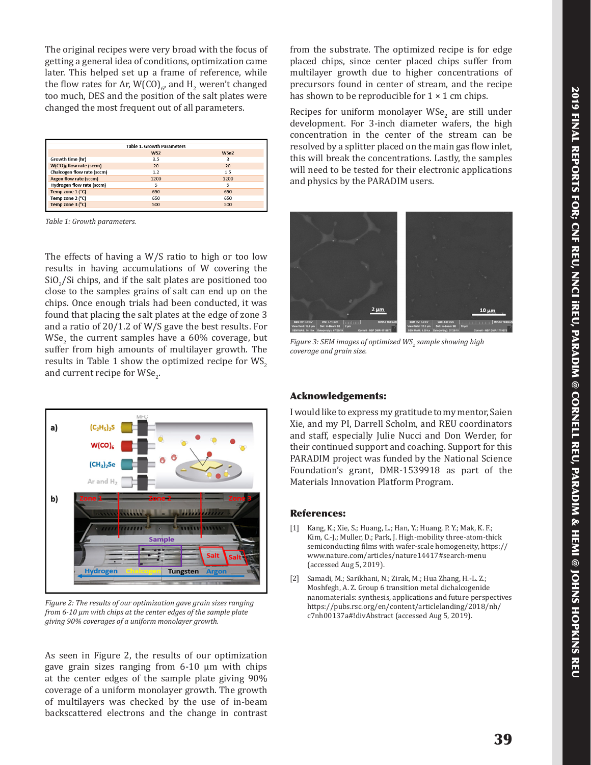The original recipes were very broad with the focus of getting a general idea of conditions, optimization came later. This helped set up a frame of reference, while the flow rates for Ar, $W(CO)_6$, and $H_2$ weren't changed too much, DES and the position of the salt plates were changed the most frequent out of all parameters.

| Table 1. Growth Parameters | | |
| --- | --- | --- |
| | WS2 | WSe2 |
| Growth time (hr) | 3.5 | 3 |
| $W(CO)_6$ flow rate (sccm) | 20 | 20 |
| Chalcogen flow rate (sccm) | 1.2 | 1.5 |
| Argon flow rate (sccm) | 1200 | 1200 |
| Hydrogen flow rate (sccm) | 5 | 5 |
| Temp zone 1 (°C) | 650 | 650 |
| Temp zone 2 (°C) | 650 | 650 |
| Temp zone 3 (°C) | 500 | 500 |

*Table 1: Growth parameters.*

The effects of having a W/S ratio to high or too low results in having accumulations of W covering the $SiO_2$/Si chips, and if the salt plates are positioned too close to the samples grains of salt can end up on the chips. Once enough trials had been conducted, it was found that placing the salt plates at the edge of zone 3 and a ratio of 20/1.2 of W/S gave the best results. For $WSe_2$ the current samples have a 60% coverage, but suffer from high amounts of multilayer growth. The results in Table 1 show the optimized recipe for $WS_2$ and current recipe for $WSe_2$.

a)
$(C_2H_5)_2S$
$W(CO)_6$
$(CH_3)_2Se$
Ar and $H_2$
MFC

b)
Zone 1
Zone 2
Zone 3
Sample
Salt
Salt
Hydrogen
Chalcogen
Tungsten
Argon

*Figure 2: The results of our optimization gave grain sizes ranging from 6-10 µm with chips at the center edges of the sample plate giving 90% coverages of a uniform monolayer growth.*

As seen in Figure 2, the results of our optimization gave grain sizes ranging from 6-10 µm with chips at the center edges of the sample plate giving 90% coverage of a uniform monolayer growth. The growth of multilayers was checked by the use of in-beam backscattered electrons and the change in contrast from the substrate. The optimized recipe is for edge placed chips, since center placed chips suffer from multilayer growth due to higher concentrations of precursors found in center of stream, and the recipe has shown to be reproducible for 1 × 1 cm chips.

Recipes for uniform monolayer $WSe_2$ are still under development. For 3-inch diameter wafers, the high concentration in the center of the stream can be resolved by a splitter placed on the main gas flow inlet, this will break the concentrations. Lastly, the samples will need to be tested for their electronic applications and physics by the PARADIM users.

2 µm
10 µm

*Figure 3: SEM images of optimized $WS_2$ sample showing high coverage and grain size.*

## Acknowledgements:

I would like to express my gratitude to my mentor, Saien Xie, and my PI, Darrell Scholm, and REU coordinators and staff, especially Julie Nucci and Don Werder, for their continued support and coaching. Support for this PARADIM project was funded by the National Science Foundation's grant, DMR-1539918 as part of the Materials Innovation Platform Program.

## References:

[1] Kang, K.; Xie, S.; Huang, L.; Han, Y.; Huang, P. Y.; Mak, K. F.; Kim, C.-J.; Muller, D.; Park, J. High-mobility three-atom-thick semiconducting films with wafer-scale homogeneity, https://www.nature.com/articles/nature14417#search-menu (accessed Aug 5, 2019).

[2] Samadi, M.; Sarikhani, N.; Zirak, M.; Hua Zhang, H.-L. Z.; Moshfegh, A. Z. Group 6 transition metal dichalcogenide nanomaterials: synthesis, applications and future perspectives https://pubs.rsc.org/en/content/articlelanding/2018/nh/c7nh00137a#!divAbstract (accessed Aug 5, 2019).